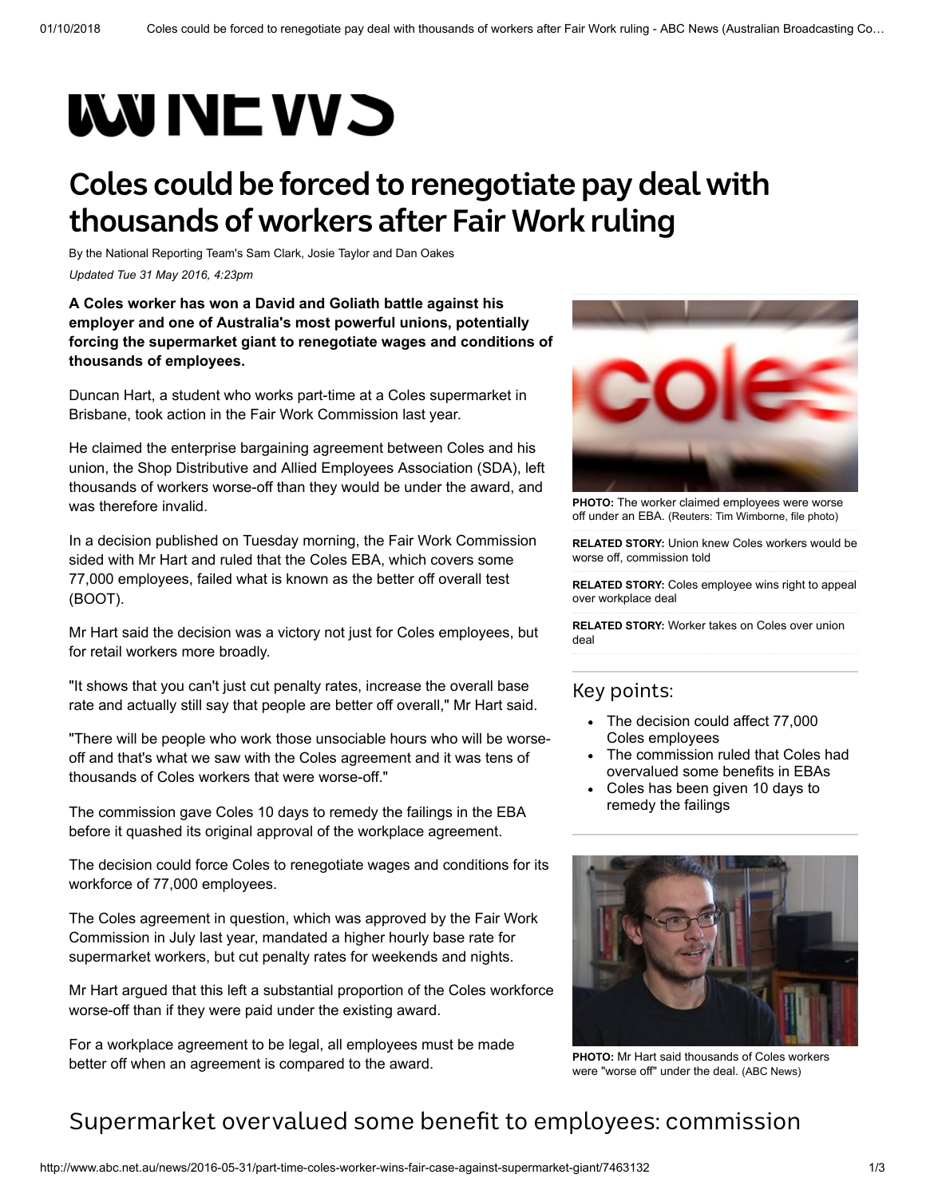# Coles could be forced to renegotiate pay deal with thousands of workers after Fair Work ruling

By the National Reporting Team's Sam Clark, Josie Taylor and Dan Oakes

*Updated Tue 31 May 2016, 4:23pm*

**A Coles worker has won a David and Goliath battle against his employer and one of Australia's most powerful unions, potentially forcing the supermarket giant to renegotiate wages and conditions of thousands of employees.**

Duncan Hart, a student who works part-time at a Coles supermarket in Brisbane, took action in the Fair Work Commission last year.

He claimed the enterprise bargaining agreement between Coles and his union, the Shop Distributive and Allied Employees Association (SDA), left thousands of workers worse-off than they would be under the award, and was therefore invalid.

In a decision published on Tuesday morning, the Fair Work Commission sided with Mr Hart and ruled that the Coles EBA, which covers some 77,000 employees, failed what is known as the better off overall test (BOOT).

Mr Hart said the decision was a victory not just for Coles employees, but for retail workers more broadly.

"It shows that you can't just cut penalty rates, increase the overall base rate and actually still say that people are better off overall," Mr Hart said.

"There will be people who work those unsociable hours who will be worse-off and that's what we saw with the Coles agreement and it was tens of thousands of Coles workers that were worse-off."

The commission gave Coles 10 days to remedy the failings in the EBA before it quashed its original approval of the workplace agreement.

The decision could force Coles to renegotiate wages and conditions for its workforce of 77,000 employees.

The Coles agreement in question, which was approved by the Fair Work Commission in July last year, mandated a higher hourly base rate for supermarket workers, but cut penalty rates for weekends and nights.

Mr Hart argued that this left a substantial proportion of the Coles workforce worse-off than if they were paid under the existing award.

For a workplace agreement to be legal, all employees must be made better off when an agreement is compared to the award.

**PHOTO:** The worker claimed employees were worse off under an EBA. (Reuters: Tim Wimborne, file photo)

**RELATED STORY:** Union knew Coles workers would be worse off, commission told

**RELATED STORY:** Coles employee wins right to appeal over workplace deal

**RELATED STORY:** Worker takes on Coles over union deal

## Key points:

- The decision could affect 77,000 Coles employees
- The commission ruled that Coles had overvalued some benefits in EBAs
- Coles has been given 10 days to remedy the failings

**PHOTO:** Mr Hart said thousands of Coles workers were "worse off" under the deal. (ABC News)

## Supermarket overvalued some benefit to employees: commission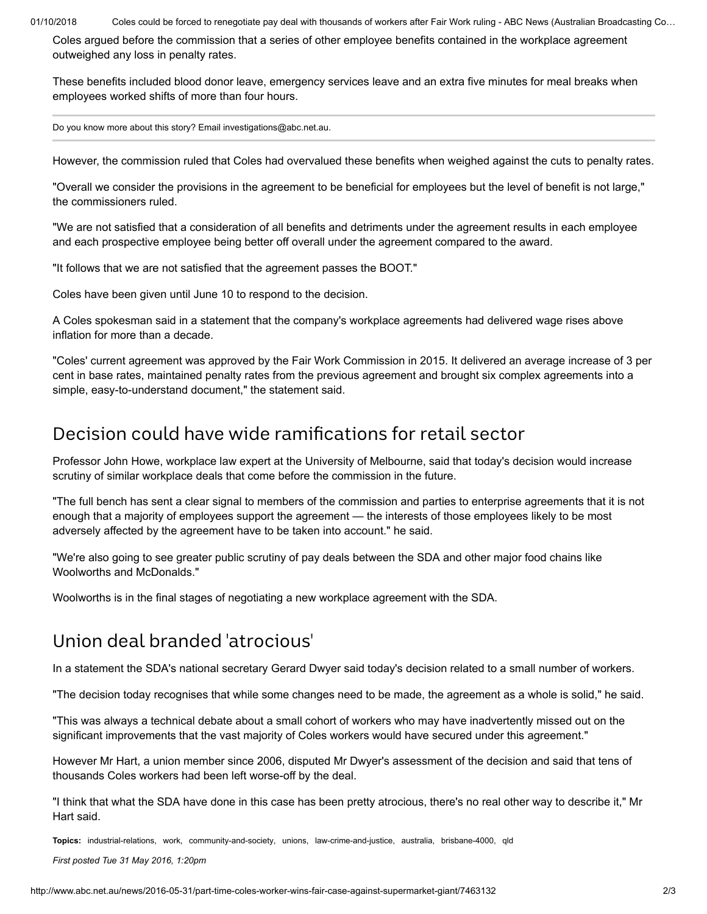Coles argued before the commission that a series of other employee benefits contained in the workplace agreement outweighed any loss in penalty rates.

These benefits included blood donor leave, emergency services leave and an extra five minutes for meal breaks when employees worked shifts of more than four hours.

---

Do you know more about this story? Email investigations@abc.net.au.

---

However, the commission ruled that Coles had overvalued these benefits when weighed against the cuts to penalty rates.

"Overall we consider the provisions in the agreement to be beneficial for employees but the level of benefit is not large," the commissioners ruled.

"We are not satisfied that a consideration of all benefits and detriments under the agreement results in each employee and each prospective employee being better off overall under the agreement compared to the award.

"It follows that we are not satisfied that the agreement passes the BOOT."

Coles have been given until June 10 to respond to the decision.

A Coles spokesman said in a statement that the company's workplace agreements had delivered wage rises above inflation for more than a decade.

"Coles' current agreement was approved by the Fair Work Commission in 2015. It delivered an average increase of 3 per cent in base rates, maintained penalty rates from the previous agreement and brought six complex agreements into a simple, easy-to-understand document," the statement said.

## Decision could have wide ramifications for retail sector

Professor John Howe, workplace law expert at the University of Melbourne, said that today's decision would increase scrutiny of similar workplace deals that come before the commission in the future.

"The full bench has sent a clear signal to members of the commission and parties to enterprise agreements that it is not enough that a majority of employees support the agreement — the interests of those employees likely to be most adversely affected by the agreement have to be taken into account." he said.

"We're also going to see greater public scrutiny of pay deals between the SDA and other major food chains like Woolworths and McDonalds."

Woolworths is in the final stages of negotiating a new workplace agreement with the SDA.

## Union deal branded 'atrocious'

In a statement the SDA's national secretary Gerard Dwyer said today's decision related to a small number of workers.

"The decision today recognises that while some changes need to be made, the agreement as a whole is solid," he said.

"This was always a technical debate about a small cohort of workers who may have inadvertently missed out on the significant improvements that the vast majority of Coles workers would have secured under this agreement."

However Mr Hart, a union member since 2006, disputed Mr Dwyer's assessment of the decision and said that tens of thousands Coles workers had been left worse-off by the deal.

"I think that what the SDA have done in this case has been pretty atrocious, there's no real other way to describe it," Mr Hart said.

**Topics:** industrial-relations, work, community-and-society, unions, law-crime-and-justice, australia, brisbane-4000, qld

*First posted Tue 31 May 2016, 1:20pm*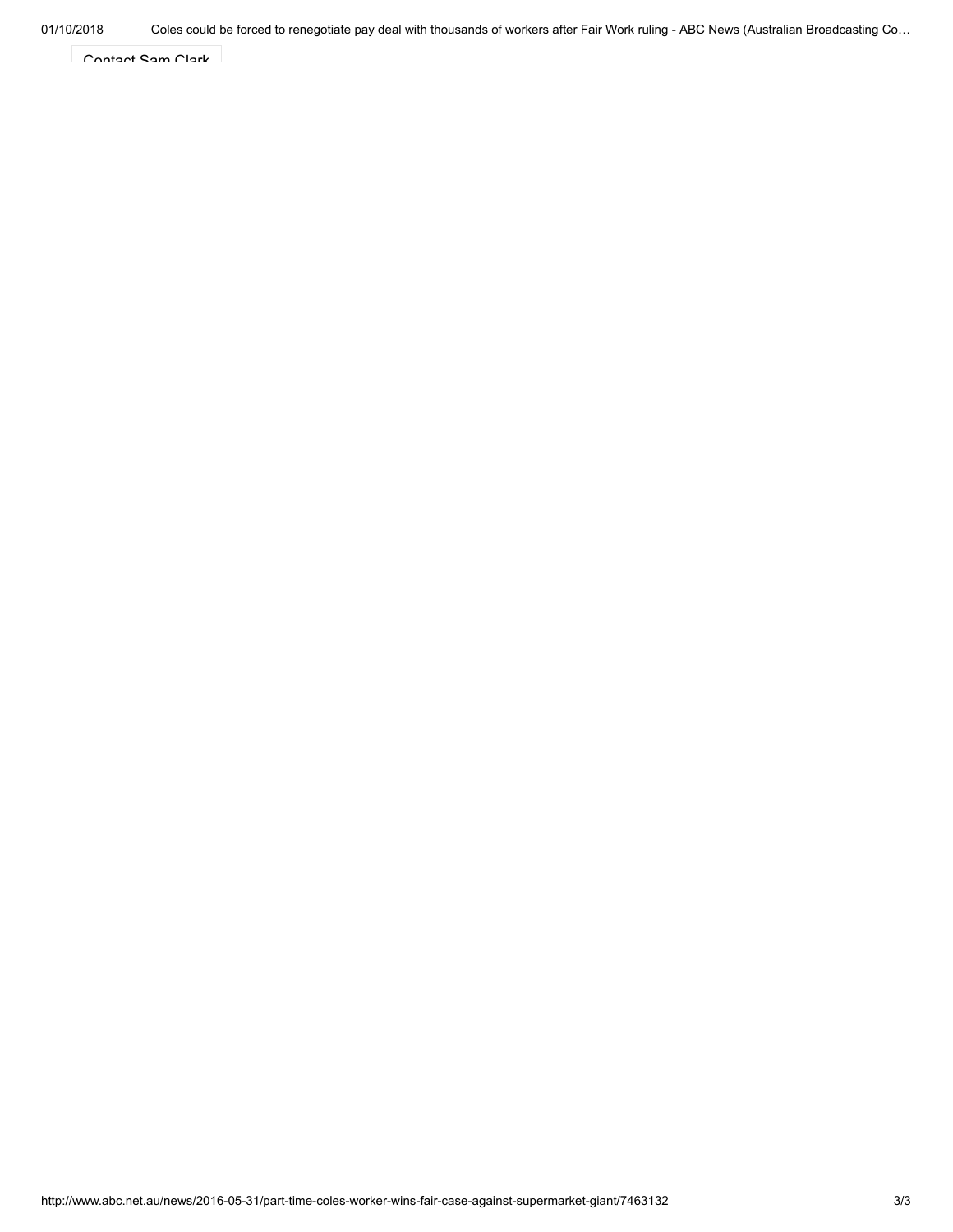Contact Sam Clark